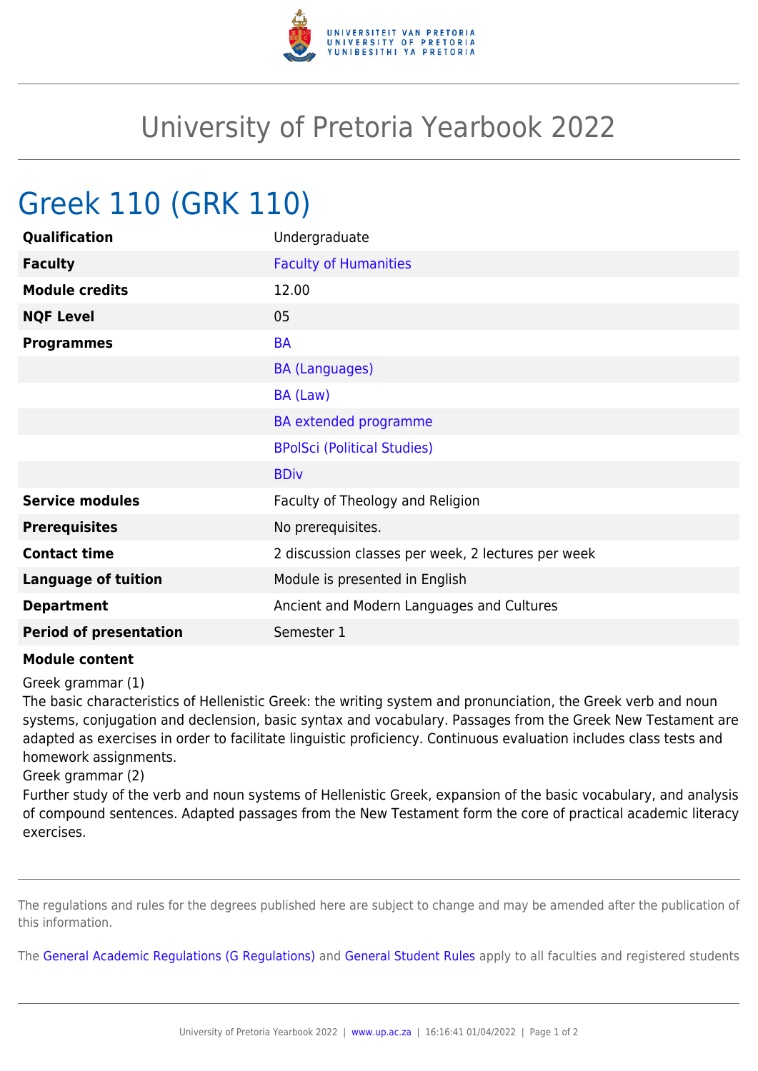# University of Pretoria Yearbook 2022

## Greek 110 (GRK 110)

| | |
|---|---|
| **Qualification** | Undergraduate |
| **Faculty** | Faculty of Humanities |
| **Module credits** | 12.00 |
| **NQF Level** | 05 |
| **Programmes** | BA |
| | BA (Languages) |
| | BA (Law) |
| | BA extended programme |
| | BPolSci (Political Studies) |
| | BDiv |
| **Service modules** | Faculty of Theology and Religion |
| **Prerequisites** | No prerequisites. |
| **Contact time** | 2 discussion classes per week, 2 lectures per week |
| **Language of tuition** | Module is presented in English |
| **Department** | Ancient and Modern Languages and Cultures |
| **Period of presentation** | Semester 1 |

**Module content**

Greek grammar (1)
The basic characteristics of Hellenistic Greek: the writing system and pronunciation, the Greek verb and noun systems, conjugation and declension, basic syntax and vocabulary. Passages from the Greek New Testament are adapted as exercises in order to facilitate linguistic proficiency. Continuous evaluation includes class tests and homework assignments.
Greek grammar (2)
Further study of the verb and noun systems of Hellenistic Greek, expansion of the basic vocabulary, and analysis of compound sentences. Adapted passages from the New Testament form the core of practical academic literacy exercises.

The regulations and rules for the degrees published here are subject to change and may be amended after the publication of this information.

The General Academic Regulations (G Regulations) and General Student Rules apply to all faculties and registered students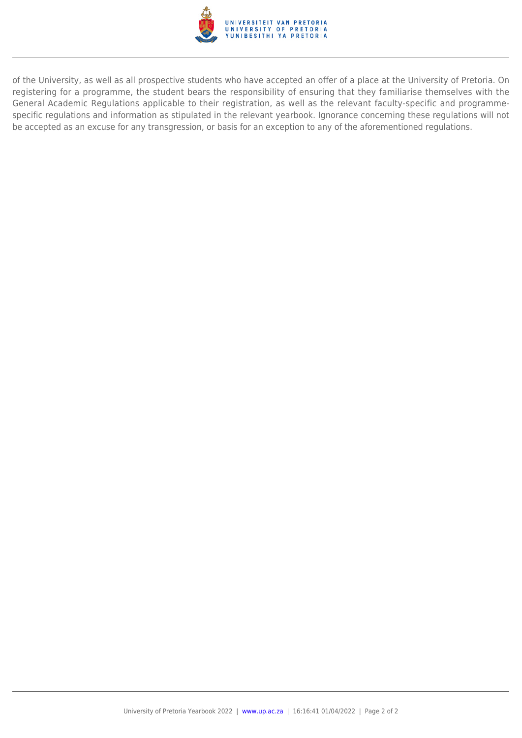of the University, as well as all prospective students who have accepted an offer of a place at the University of Pretoria. On registering for a programme, the student bears the responsibility of ensuring that they familiarise themselves with the General Academic Regulations applicable to their registration, as well as the relevant faculty-specific and programme-specific regulations and information as stipulated in the relevant yearbook. Ignorance concerning these regulations will not be accepted as an excuse for any transgression, or basis for an exception to any of the aforementioned regulations.